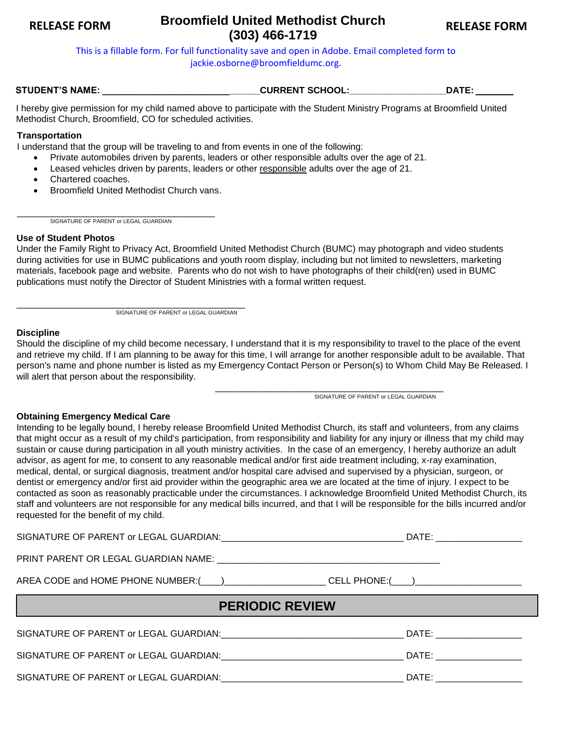**RELEASE FORM** | **Broomfield United Methodist Church (303) 466-1719** | **RELEASE FORM**

This is a fillable form. For full functionality save and open in Adobe. Email completed form to jackie.osborne@broomfieldumc.org.

**STUDENT'S NAME:** ______________________________ **CURRENT SCHOOL:** __________________ **DATE:** ________

I hereby give permission for my child named above to participate with the Student Ministry Programs at Broomfield United Methodist Church, Broomfield, CO for scheduled activities.

**Transportation**

I understand that the group will be traveling to and from events in one of the following:

- Private automobiles driven by parents, leaders or other responsible adults over the age of 21.
- Leased vehicles driven by parents, leaders or other responsible adults over the age of 21.
- Chartered coaches.
- Broomfield United Methodist Church vans.

________________________________________
SIGNATURE OF PARENT or LEGAL GUARDIAN

**Use of Student Photos**

Under the Family Right to Privacy Act, Broomfield United Methodist Church (BUMC) may photograph and video students during activities for use in BUMC publications and youth room display, including but not limited to newsletters, marketing materials, facebook page and website. Parents who do not wish to have photographs of their child(ren) used in BUMC publications must notify the Director of Student Ministries with a formal written request.

________________________________________
SIGNATURE OF PARENT or LEGAL GUARDIAN

**Discipline**

Should the discipline of my child become necessary, I understand that it is my responsibility to travel to the place of the event and retrieve my child. If I am planning to be away for this time, I will arrange for another responsible adult to be available. That person's name and phone number is listed as my Emergency Contact Person or Person(s) to Whom Child May Be Released. I will alert that person about the responsibility.

________________________________________
SIGNATURE OF PARENT or LEGAL GUARDIAN

**Obtaining Emergency Medical Care**

Intending to be legally bound, I hereby release Broomfield United Methodist Church, its staff and volunteers, from any claims that might occur as a result of my child's participation, from responsibility and liability for any injury or illness that my child may sustain or cause during participation in all youth ministry activities. In the case of an emergency, I hereby authorize an adult advisor, as agent for me, to consent to any reasonable medical and/or first aide treatment including, x-ray examination, medical, dental, or surgical diagnosis, treatment and/or hospital care advised and supervised by a physician, surgeon, or dentist or emergency and/or first aid provider within the geographic area we are located at the time of injury. I expect to be contacted as soon as reasonably practicable under the circumstances. I acknowledge Broomfield United Methodist Church, its staff and volunteers are not responsible for any medical bills incurred, and that I will be responsible for the bills incurred and/or requested for the benefit of my child.

SIGNATURE OF PARENT or LEGAL GUARDIAN: ___________________________________ DATE: ________________

PRINT PARENT OR LEGAL GUARDIAN NAME: ___________________________________________

AREA CODE and HOME PHONE NUMBER:(____)___________________ CELL PHONE:(____)____________________

## PERIODIC REVIEW

SIGNATURE OF PARENT or LEGAL GUARDIAN: ___________________________________ DATE: ________________

SIGNATURE OF PARENT or LEGAL GUARDIAN: ___________________________________ DATE: ________________

SIGNATURE OF PARENT or LEGAL GUARDIAN: ___________________________________ DATE: ________________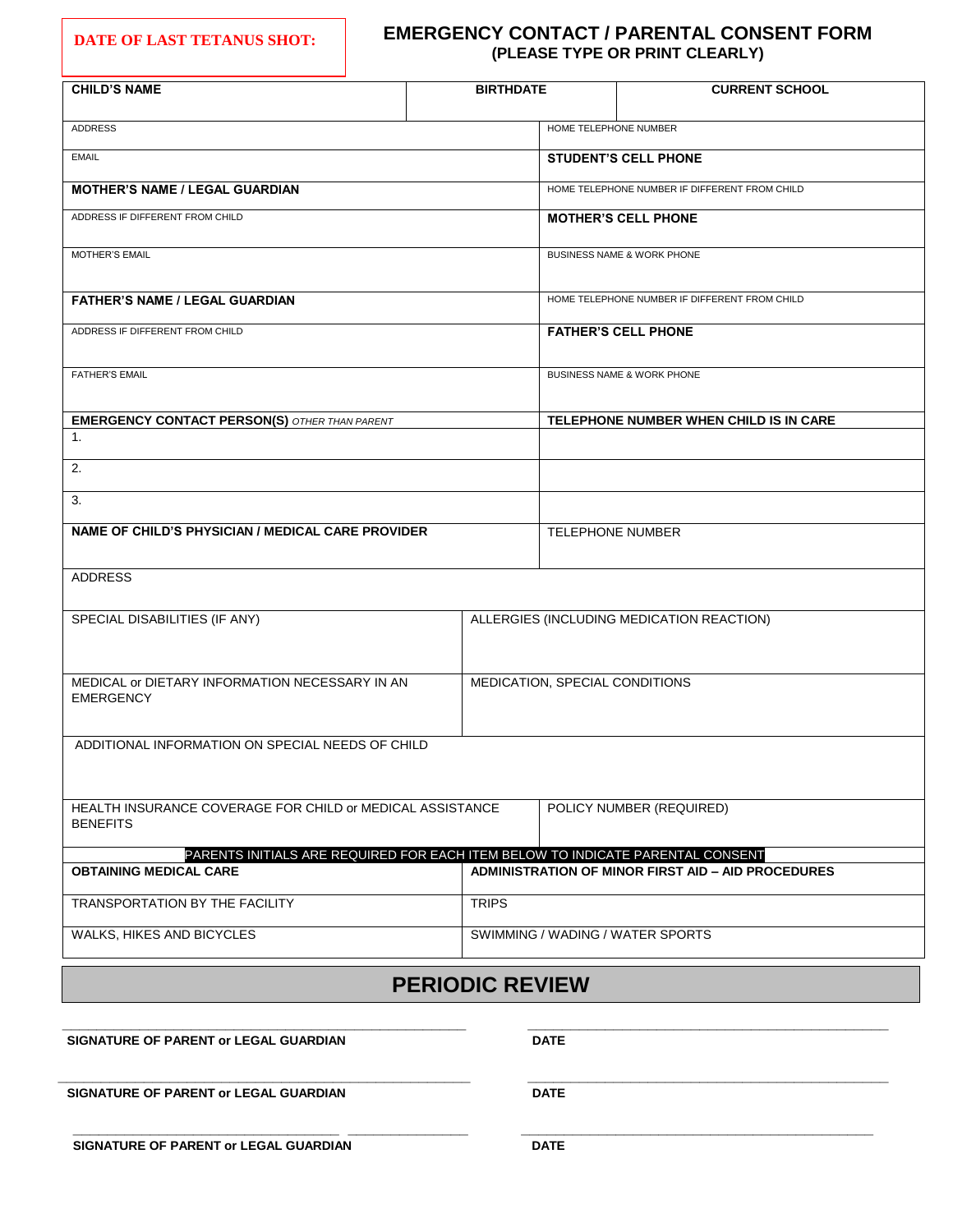**DATE OF LAST TETANUS SHOT:**

# EMERGENCY CONTACT / PARENTAL CONSENT FORM

**(PLEASE TYPE OR PRINT CLEARLY)**

| **CHILD'S NAME** | **BIRTHDATE** | **CURRENT SCHOOL** |
|---|---|---|

| | |
|---|---|
| ADDRESS | HOME TELEPHONE NUMBER |
| EMAIL | **STUDENT'S CELL PHONE** |
| **MOTHER'S NAME / LEGAL GUARDIAN** | HOME TELEPHONE NUMBER IF DIFFERENT FROM CHILD |
| ADDRESS IF DIFFERENT FROM CHILD | **MOTHER'S CELL PHONE** |
| MOTHER'S EMAIL | BUSINESS NAME & WORK PHONE |
| **FATHER'S NAME / LEGAL GUARDIAN** | HOME TELEPHONE NUMBER IF DIFFERENT FROM CHILD |
| ADDRESS IF DIFFERENT FROM CHILD | **FATHER'S CELL PHONE** |
| FATHER'S EMAIL | BUSINESS NAME & WORK PHONE |
| **EMERGENCY CONTACT PERSON(S)** *OTHER THAN PARENT* | **TELEPHONE NUMBER WHEN CHILD IS IN CARE** |
| 1. | |
| 2. | |
| 3. | |
| **NAME OF CHILD'S PHYSICIAN / MEDICAL CARE PROVIDER** | TELEPHONE NUMBER |
| ADDRESS | |

| | |
|---|---|
| SPECIAL DISABILITIES (IF ANY) | ALLERGIES (INCLUDING MEDICATION REACTION) |
| MEDICAL or DIETARY INFORMATION NECESSARY IN AN EMERGENCY | MEDICATION, SPECIAL CONDITIONS |
| ADDITIONAL INFORMATION ON SPECIAL NEEDS OF CHILD | |
| HEALTH INSURANCE COVERAGE FOR CHILD or MEDICAL ASSISTANCE BENEFITS | POLICY NUMBER (REQUIRED) |

PARENTS INITIALS ARE REQUIRED FOR EACH ITEM BELOW TO INDICATE PARENTAL CONSENT

| | |
|---|---|
| **OBTAINING MEDICAL CARE** | **ADMINISTRATION OF MINOR FIRST AID – AID PROCEDURES** |
| TRANSPORTATION BY THE FACILITY | TRIPS |
| WALKS, HIKES AND BICYCLES | SWIMMING / WADING / WATER SPORTS |

## PERIODIC REVIEW

_______________________________________ **SIGNATURE OF PARENT or LEGAL GUARDIAN** _______________________ **DATE**

_______________________________________ **SIGNATURE OF PARENT or LEGAL GUARDIAN** _______________________ **DATE**

_______________________________________ **SIGNATURE OF PARENT or LEGAL GUARDIAN** _______________________ **DATE**